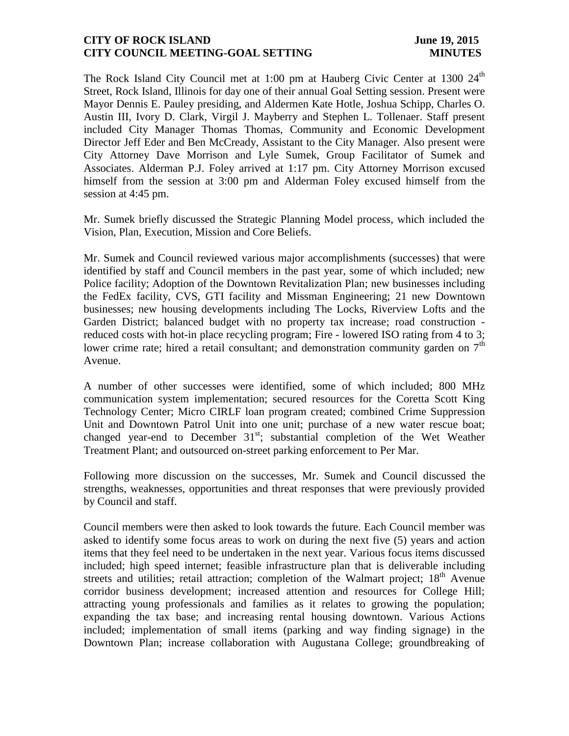**CITY OF ROCK ISLAND** **June 19, 2015**
**CITY COUNCIL MEETING-GOAL SETTING** **MINUTES**

The Rock Island City Council met at 1:00 pm at Hauberg Civic Center at 1300 24th Street, Rock Island, Illinois for day one of their annual Goal Setting session. Present were Mayor Dennis E. Pauley presiding, and Aldermen Kate Hotle, Joshua Schipp, Charles O. Austin III, Ivory D. Clark, Virgil J. Mayberry and Stephen L. Tollenaer. Staff present included City Manager Thomas Thomas, Community and Economic Development Director Jeff Eder and Ben McCready, Assistant to the City Manager. Also present were City Attorney Dave Morrison and Lyle Sumek, Group Facilitator of Sumek and Associates. Alderman P.J. Foley arrived at 1:17 pm. City Attorney Morrison excused himself from the session at 3:00 pm and Alderman Foley excused himself from the session at 4:45 pm.

Mr. Sumek briefly discussed the Strategic Planning Model process, which included the Vision, Plan, Execution, Mission and Core Beliefs.

Mr. Sumek and Council reviewed various major accomplishments (successes) that were identified by staff and Council members in the past year, some of which included; new Police facility; Adoption of the Downtown Revitalization Plan; new businesses including the FedEx facility, CVS, GTI facility and Missman Engineering; 21 new Downtown businesses; new housing developments including The Locks, Riverview Lofts and the Garden District; balanced budget with no property tax increase; road construction - reduced costs with hot-in place recycling program; Fire - lowered ISO rating from 4 to 3; lower crime rate; hired a retail consultant; and demonstration community garden on 7th Avenue.

A number of other successes were identified, some of which included; 800 MHz communication system implementation; secured resources for the Coretta Scott King Technology Center; Micro CIRLF loan program created; combined Crime Suppression Unit and Downtown Patrol Unit into one unit; purchase of a new water rescue boat; changed year-end to December 31st; substantial completion of the Wet Weather Treatment Plant; and outsourced on-street parking enforcement to Per Mar.

Following more discussion on the successes, Mr. Sumek and Council discussed the strengths, weaknesses, opportunities and threat responses that were previously provided by Council and staff.

Council members were then asked to look towards the future. Each Council member was asked to identify some focus areas to work on during the next five (5) years and action items that they feel need to be undertaken in the next year. Various focus items discussed included; high speed internet; feasible infrastructure plan that is deliverable including streets and utilities; retail attraction; completion of the Walmart project; 18th Avenue corridor business development; increased attention and resources for College Hill; attracting young professionals and families as it relates to growing the population; expanding the tax base; and increasing rental housing downtown. Various Actions included; implementation of small items (parking and way finding signage) in the Downtown Plan; increase collaboration with Augustana College; groundbreaking of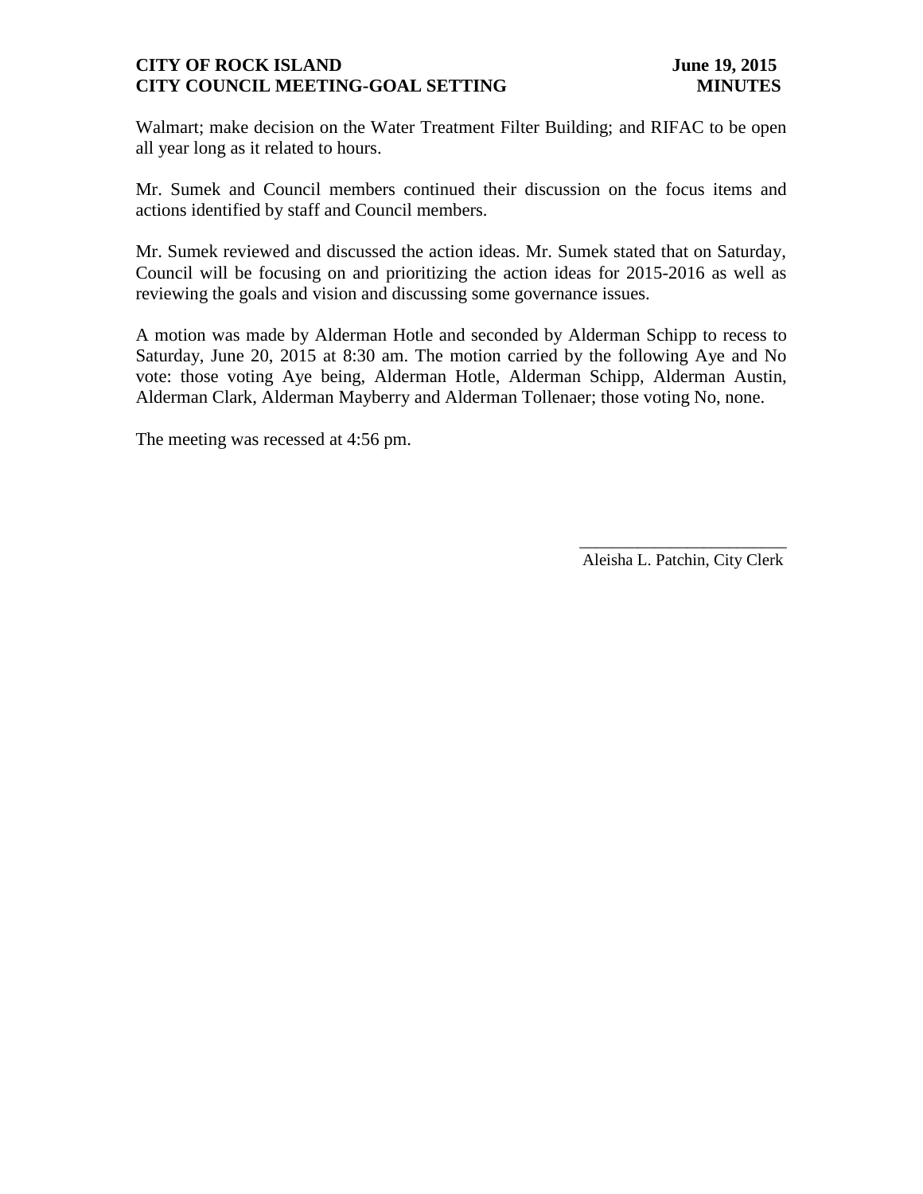Walmart; make decision on the Water Treatment Filter Building; and RIFAC to be open all year long as it related to hours.

Mr. Sumek and Council members continued their discussion on the focus items and actions identified by staff and Council members.

Mr. Sumek reviewed and discussed the action ideas. Mr. Sumek stated that on Saturday, Council will be focusing on and prioritizing the action ideas for 2015-2016 as well as reviewing the goals and vision and discussing some governance issues.

A motion was made by Alderman Hotle and seconded by Alderman Schipp to recess to Saturday, June 20, 2015 at 8:30 am. The motion carried by the following Aye and No vote: those voting Aye being, Alderman Hotle, Alderman Schipp, Alderman Austin, Alderman Clark, Alderman Mayberry and Alderman Tollenaer; those voting No, none.

The meeting was recessed at 4:56 pm.

\_\_\_\_\_\_\_\_\_\_\_\_\_\_\_\_\_\_\_\_\_\_\_\_\_

Aleisha L. Patchin, City Clerk